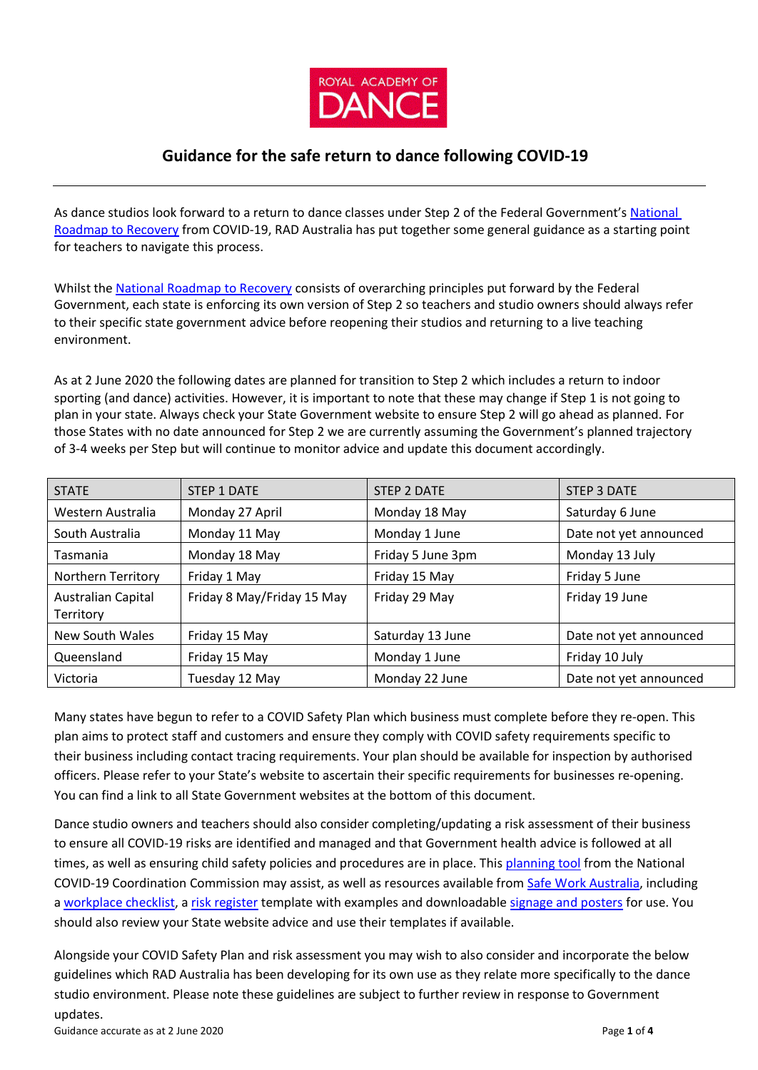ROYAL ACADEMY OF DANCE

# Guidance for the safe return to dance following COVID-19

As dance studios look forward to a return to dance classes under Step 2 of the Federal Government's National Roadmap to Recovery from COVID-19, RAD Australia has put together some general guidance as a starting point for teachers to navigate this process.

Whilst the National Roadmap to Recovery consists of overarching principles put forward by the Federal Government, each state is enforcing its own version of Step 2 so teachers and studio owners should always refer to their specific state government advice before reopening their studios and returning to a live teaching environment.

As at 2 June 2020 the following dates are planned for transition to Step 2 which includes a return to indoor sporting (and dance) activities. However, it is important to note that these may change if Step 1 is not going to plan in your state. Always check your State Government website to ensure Step 2 will go ahead as planned. For those States with no date announced for Step 2 we are currently assuming the Government's planned trajectory of 3-4 weeks per Step but will continue to monitor advice and update this document accordingly.

| STATE | STEP 1 DATE | STEP 2 DATE | STEP 3 DATE |
| --- | --- | --- | --- |
| Western Australia | Monday 27 April | Monday 18 May | Saturday 6 June |
| South Australia | Monday 11 May | Monday 1 June | Date not yet announced |
| Tasmania | Monday 18 May | Friday 5 June 3pm | Monday 13 July |
| Northern Territory | Friday 1 May | Friday 15 May | Friday 5 June |
| Australian Capital Territory | Friday 8 May/Friday 15 May | Friday 29 May | Friday 19 June |
| New South Wales | Friday 15 May | Saturday 13 June | Date not yet announced |
| Queensland | Friday 15 May | Monday 1 June | Friday 10 July |
| Victoria | Tuesday 12 May | Monday 22 June | Date not yet announced |

Many states have begun to refer to a COVID Safety Plan which business must complete before they re-open. This plan aims to protect staff and customers and ensure they comply with COVID safety requirements specific to their business including contact tracing requirements. Your plan should be available for inspection by authorised officers. Please refer to your State's website to ascertain their specific requirements for businesses re-opening. You can find a link to all State Government websites at the bottom of this document.

Dance studio owners and teachers should also consider completing/updating a risk assessment of their business to ensure all COVID-19 risks are identified and managed and that Government health advice is followed at all times, as well as ensuring child safety policies and procedures are in place. This planning tool from the National COVID-19 Coordination Commission may assist, as well as resources available from Safe Work Australia, including a workplace checklist, a risk register template with examples and downloadable signage and posters for use. You should also review your State website advice and use their templates if available.

Alongside your COVID Safety Plan and risk assessment you may wish to also consider and incorporate the below guidelines which RAD Australia has been developing for its own use as they relate more specifically to the dance studio environment. Please note these guidelines are subject to further review in response to Government updates.

Guidance accurate as at 2 June 2020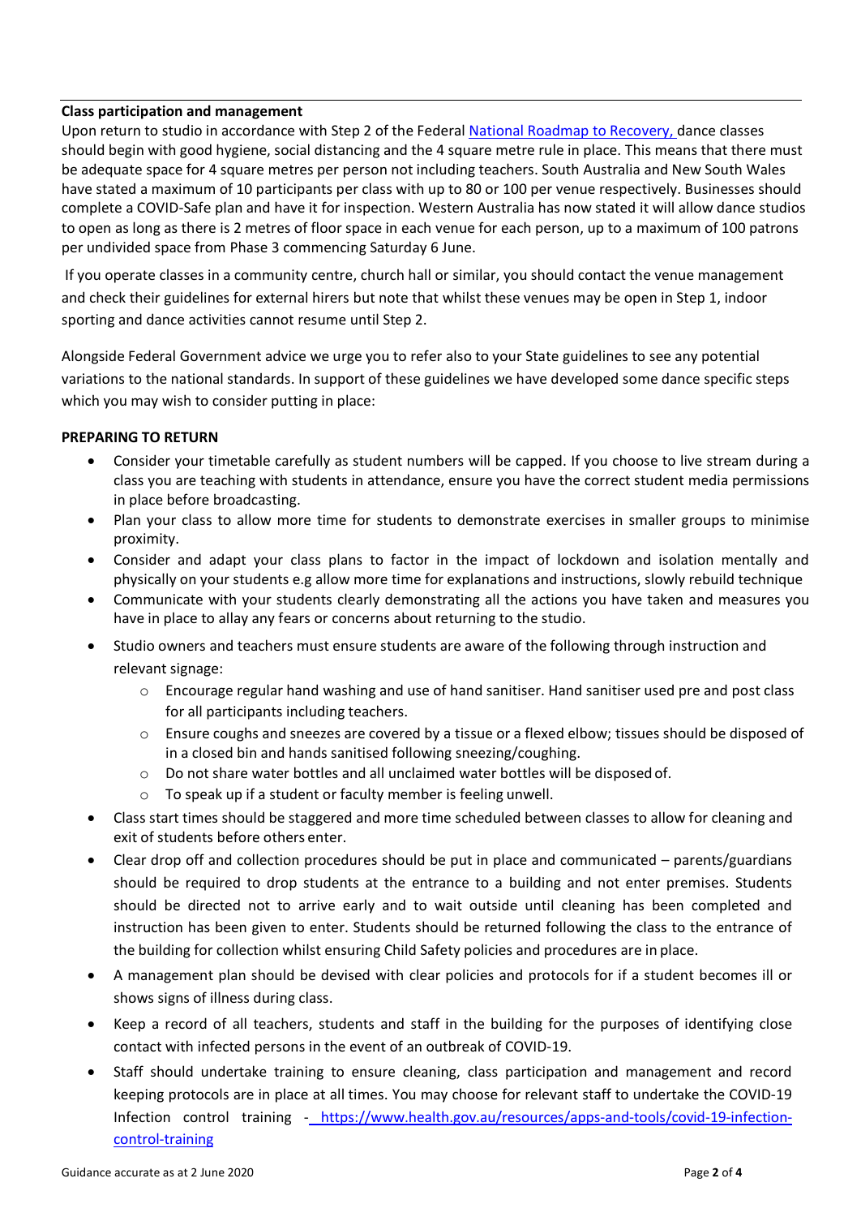**Class participation and management**

Upon return to studio in accordance with Step 2 of the Federal [National Roadmap to Recovery,](#) dance classes should begin with good hygiene, social distancing and the 4 square metre rule in place. This means that there must be adequate space for 4 square metres per person not including teachers. South Australia and New South Wales have stated a maximum of 10 participants per class with up to 80 or 100 per venue respectively. Businesses should complete a COVID-Safe plan and have it for inspection. Western Australia has now stated it will allow dance studios to open as long as there is 2 metres of floor space in each venue for each person, up to a maximum of 100 patrons per undivided space from Phase 3 commencing Saturday 6 June.

If you operate classes in a community centre, church hall or similar, you should contact the venue management and check their guidelines for external hirers but note that whilst these venues may be open in Step 1, indoor sporting and dance activities cannot resume until Step 2.

Alongside Federal Government advice we urge you to refer also to your State guidelines to see any potential variations to the national standards. In support of these guidelines we have developed some dance specific steps which you may wish to consider putting in place:

**PREPARING TO RETURN**

- Consider your timetable carefully as student numbers will be capped. If you choose to live stream during a class you are teaching with students in attendance, ensure you have the correct student media permissions in place before broadcasting.
- Plan your class to allow more time for students to demonstrate exercises in smaller groups to minimise proximity.
- Consider and adapt your class plans to factor in the impact of lockdown and isolation mentally and physically on your students e.g allow more time for explanations and instructions, slowly rebuild technique
- Communicate with your students clearly demonstrating all the actions you have taken and measures you have in place to allay any fears or concerns about returning to the studio.
- Studio owners and teachers must ensure students are aware of the following through instruction and relevant signage:
  - Encourage regular hand washing and use of hand sanitiser. Hand sanitiser used pre and post class for all participants including teachers.
  - Ensure coughs and sneezes are covered by a tissue or a flexed elbow; tissues should be disposed of in a closed bin and hands sanitised following sneezing/coughing.
  - Do not share water bottles and all unclaimed water bottles will be disposed of.
  - To speak up if a student or faculty member is feeling unwell.
- Class start times should be staggered and more time scheduled between classes to allow for cleaning and exit of students before others enter.
- Clear drop off and collection procedures should be put in place and communicated – parents/guardians should be required to drop students at the entrance to a building and not enter premises. Students should be directed not to arrive early and to wait outside until cleaning has been completed and instruction has been given to enter. Students should be returned following the class to the entrance of the building for collection whilst ensuring Child Safety policies and procedures are in place.
- A management plan should be devised with clear policies and protocols for if a student becomes ill or shows signs of illness during class.
- Keep a record of all teachers, students and staff in the building for the purposes of identifying close contact with infected persons in the event of an outbreak of COVID-19.
- Staff should undertake training to ensure cleaning, class participation and management and record keeping protocols are in place at all times. You may choose for relevant staff to undertake the COVID-19 Infection control training - [https://www.health.gov.au/resources/apps-and-tools/covid-19-infection-control-training](https://www.health.gov.au/resources/apps-and-tools/covid-19-infection-control-training)

Guidance accurate as at 2 June 2020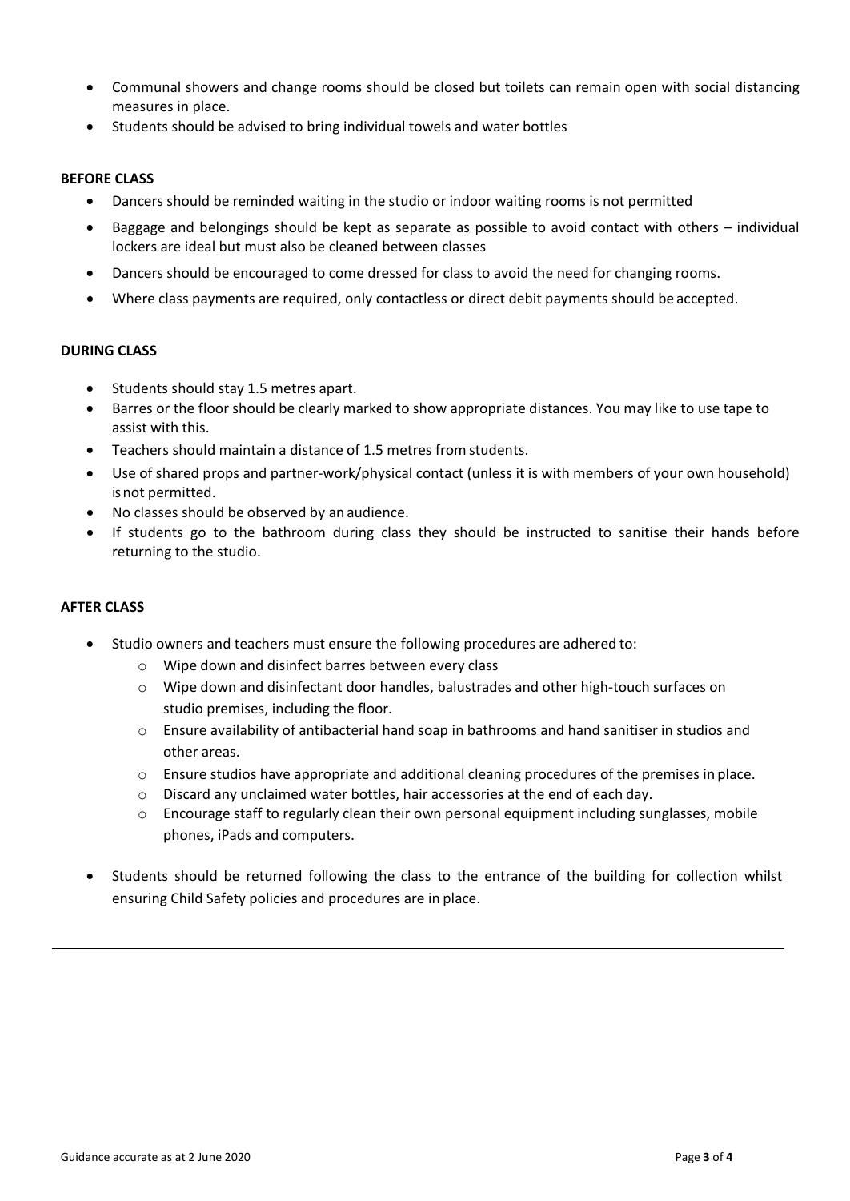- Communal showers and change rooms should be closed but toilets can remain open with social distancing measures in place.
- Students should be advised to bring individual towels and water bottles

**BEFORE CLASS**

- Dancers should be reminded waiting in the studio or indoor waiting rooms is not permitted
- Baggage and belongings should be kept as separate as possible to avoid contact with others – individual lockers are ideal but must also be cleaned between classes
- Dancers should be encouraged to come dressed for class to avoid the need for changing rooms.
- Where class payments are required, only contactless or direct debit payments should be accepted.

**DURING CLASS**

- Students should stay 1.5 metres apart.
- Barres or the floor should be clearly marked to show appropriate distances. You may like to use tape to assist with this.
- Teachers should maintain a distance of 1.5 metres from students.
- Use of shared props and partner-work/physical contact (unless it is with members of your own household) is not permitted.
- No classes should be observed by an audience.
- If students go to the bathroom during class they should be instructed to sanitise their hands before returning to the studio.

**AFTER CLASS**

- Studio owners and teachers must ensure the following procedures are adhered to:
  - Wipe down and disinfect barres between every class
  - Wipe down and disinfectant door handles, balustrades and other high-touch surfaces on studio premises, including the floor.
  - Ensure availability of antibacterial hand soap in bathrooms and hand sanitiser in studios and other areas.
  - Ensure studios have appropriate and additional cleaning procedures of the premises in place.
  - Discard any unclaimed water bottles, hair accessories at the end of each day.
  - Encourage staff to regularly clean their own personal equipment including sunglasses, mobile phones, iPads and computers.
- Students should be returned following the class to the entrance of the building for collection whilst ensuring Child Safety policies and procedures are in place.

---

Guidance accurate as at 2 June 2020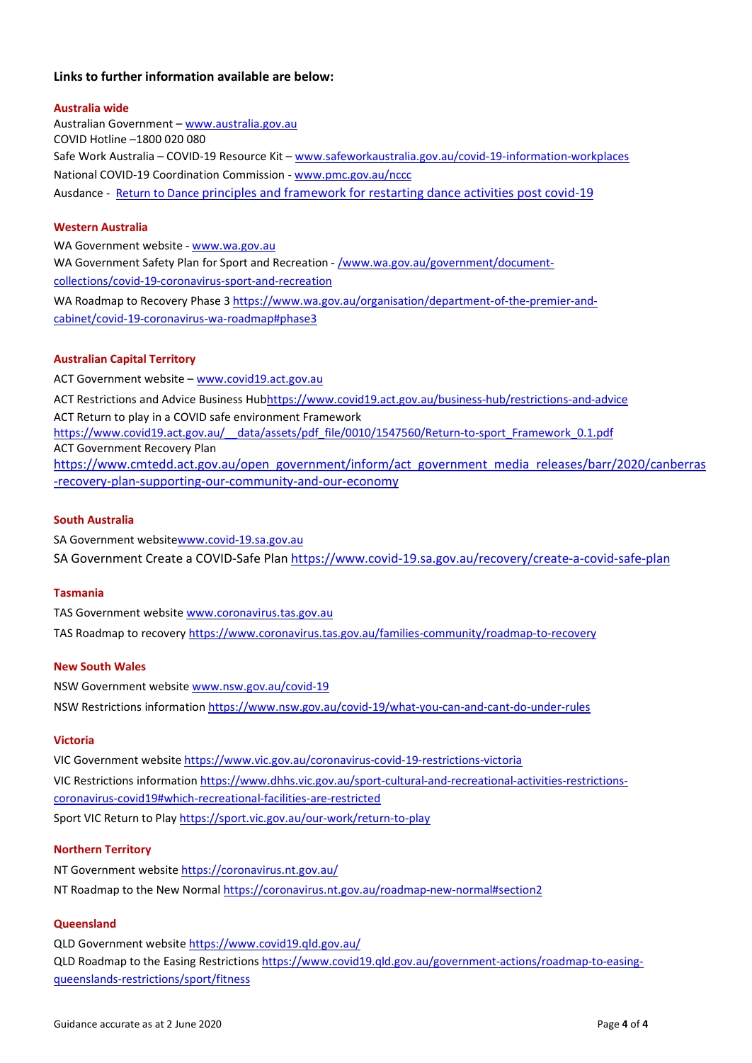**Links to further information available are below:**

**Australia wide**

Australian Government – www.australia.gov.au
COVID Hotline –1800 020 080
Safe Work Australia – COVID-19 Resource Kit – www.safeworkaustralia.gov.au/covid-19-information-workplaces
National COVID-19 Coordination Commission - www.pmc.gov.au/nccc
Ausdance - Return to Dance principles and framework for restarting dance activities post covid-19

**Western Australia**

WA Government website - www.wa.gov.au
WA Government Safety Plan for Sport and Recreation - /www.wa.gov.au/government/document-collections/covid-19-coronavirus-sport-and-recreation
WA Roadmap to Recovery Phase 3 https://www.wa.gov.au/organisation/department-of-the-premier-and-cabinet/covid-19-coronavirus-wa-roadmap#phase3

**Australian Capital Territory**

ACT Government website – www.covid19.act.gov.au
ACT Restrictions and Advice Business Hubhttps://www.covid19.act.gov.au/business-hub/restrictions-and-advice
ACT Return to play in a COVID safe environment Framework
https://www.covid19.act.gov.au/__data/assets/pdf_file/0010/1547560/Return-to-sport_Framework_0.1.pdf
ACT Government Recovery Plan
https://www.cmtedd.act.gov.au/open_government/inform/act_government_media_releases/barr/2020/canberras-recovery-plan-supporting-our-community-and-our-economy

**South Australia**

SA Government websitewww.covid-19.sa.gov.au
SA Government Create a COVID-Safe Plan https://www.covid-19.sa.gov.au/recovery/create-a-covid-safe-plan

**Tasmania**

TAS Government website www.coronavirus.tas.gov.au
TAS Roadmap to recovery https://www.coronavirus.tas.gov.au/families-community/roadmap-to-recovery

**New South Wales**

NSW Government website www.nsw.gov.au/covid-19
NSW Restrictions information https://www.nsw.gov.au/covid-19/what-you-can-and-cant-do-under-rules

**Victoria**

VIC Government website https://www.vic.gov.au/coronavirus-covid-19-restrictions-victoria
VIC Restrictions information https://www.dhhs.vic.gov.au/sport-cultural-and-recreational-activities-restrictions-coronavirus-covid19#which-recreational-facilities-are-restricted
Sport VIC Return to Play https://sport.vic.gov.au/our-work/return-to-play

**Northern Territory**

NT Government website https://coronavirus.nt.gov.au/
NT Roadmap to the New Normal https://coronavirus.nt.gov.au/roadmap-new-normal#section2

**Queensland**

QLD Government website https://www.covid19.qld.gov.au/
QLD Roadmap to the Easing Restrictions https://www.covid19.qld.gov.au/government-actions/roadmap-to-easing-queenslands-restrictions/sport/fitness

Guidance accurate as at 2 June 2020